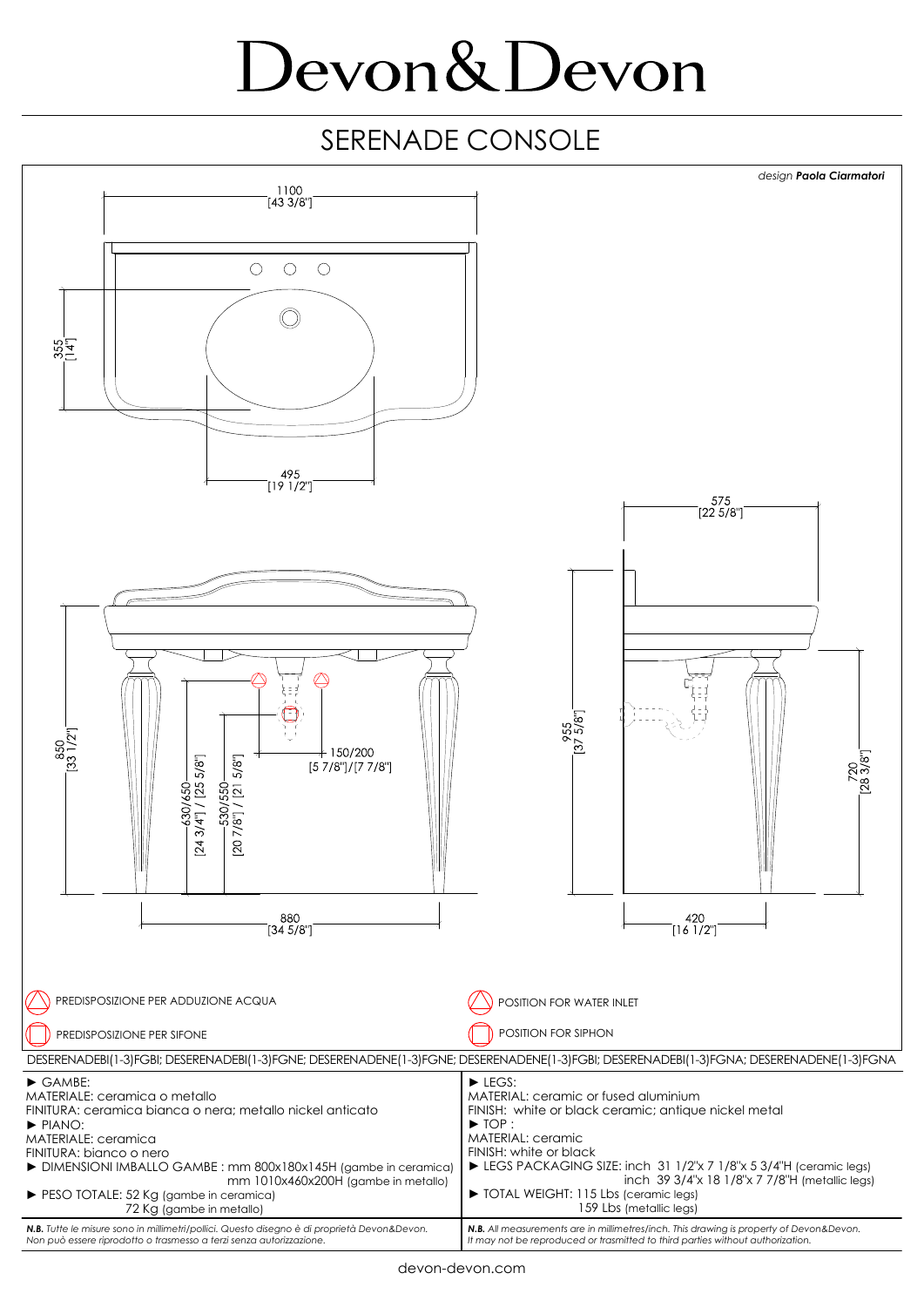# Devon&Devon

## SERENADE CONSOLE

*design* ***Paola Ciarmatori***

1100 [43 3/8"]

355 [14"]

495 [19 1/2"]

575 [22 5/8"]

850 [33 1/2"]

630/650 [24 3/4"] / [25 5/8"]

530/550 [20 7/8"] / [21 5/8"]

150/200 [5 7/8"]/[7 7/8"]

955 [37 5/8"]

720 [28 3/8"]

880 [34 5/8"]

420 [16 1/2"]

PREDISPOSIZIONE PER ADDUZIONE ACQUA

PREDISPOSIZIONE PER SIFONE

POSITION FOR WATER INLET

POSITION FOR SIPHON

DESERENADEBI(1-3)FGBI; DESERENADEBI(1-3)FGNE; DESERENADENE(1-3)FGNE; DESERENADENE(1-3)FGBI; DESERENADEBI(1-3)FGNA; DESERENADENE(1-3)FGNA

| | |
|---|---|
| ► GAMBE:<br>MATERIALE: ceramica o metallo<br>FINITURA: ceramica bianca o nera; metallo nickel anticato<br>► PIANO:<br>MATERIALE: ceramica<br>FINITURA: bianco o nero<br>► DIMENSIONI IMBALLO GAMBE : mm 800x180x145H (gambe in ceramica)<br>mm 1010x460x200H (gambe in metallo)<br>► PESO TOTALE: 52 Kg (gambe in ceramica)<br>72 Kg (gambe in metallo) | ► LEGS:<br>MATERIAL: ceramic or fused aluminium<br>FINISH: white or black ceramic; antique nickel metal<br>► TOP :<br>MATERIAL: ceramic<br>FINISH: white or black<br>► LEGS PACKAGING SIZE: inch 31 1/2"x 7 1/8"x 5 3/4"H (ceramic legs)<br>inch 39 3/4"x 18 1/8"x 7 7/8"H (metallic legs)<br>► TOTAL WEIGHT: 115 Lbs (ceramic legs)<br>159 Lbs (metallic legs) |
| ***N.B.*** *Tutte le misure sono in millimetri/pollici. Questo disegno è di proprietà Devon&Devon. Non può essere riprodotto o trasmesso a terzi senza autorizzazione.* | ***N.B.*** *All measurements are in millimetres/inch. This drawing is property of Devon&Devon. It may not be reproduced or trasmitted to third parties without authorization.* |

devon-devon.com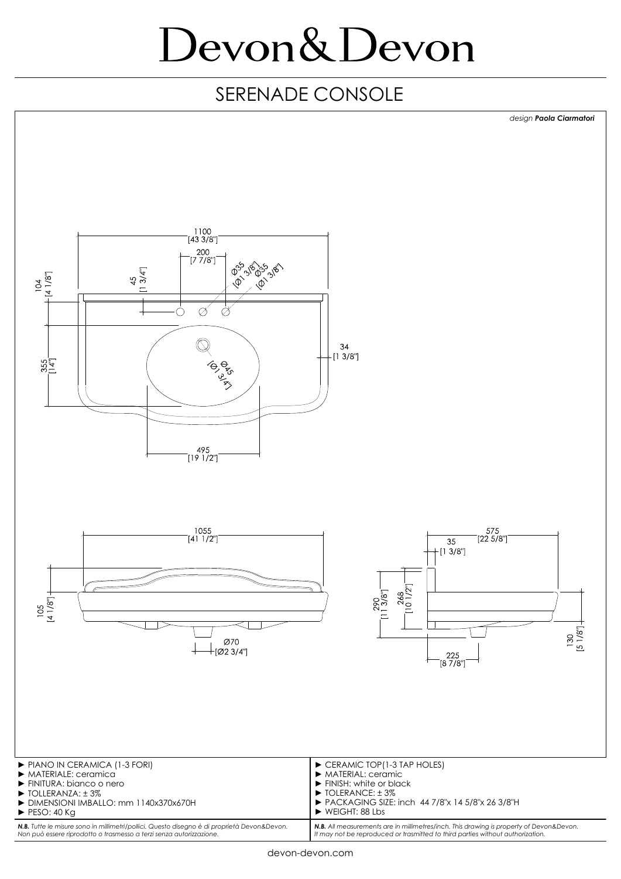# Devon&Devon

## SERENADE CONSOLE

*design* ***Paola Ciarmatori***

1100
[43 3/8"]
200
[7 7/8"]
45
[1 3/4"]
Ø35
[Ø1 3/8"]
Ø35
[Ø1 3/8"]
104
[4 1/8"]
355
[14"]
Ø45
[Ø1 3/4"]
34
[1 3/8"]
495
[19 1/2"]

1055
[41 1/2"]
105
[4 1/8"]
Ø70
[Ø2 3/4"]

575
[22 5/8"]
35
[1 3/8"]
290
[11 3/8"]
268
[10 1/2"]
130
[5 1/8"]
225
[8 7/8"]

- ► PIANO IN CERAMICA (1-3 FORI)
- ► MATERIALE: ceramica
- ► FINITURA: bianco o nero
- ► TOLLERANZA: ± 3%
- ► DIMENSIONI IMBALLO: mm 1140x370x670H
- ► PESO: 40 Kg

***N.B.*** *Tutte le misure sono in millimetri/pollici. Questo disegno è di proprietà Devon&Devon. Non può essere riprodotto o trasmesso a terzi senza autorizzazione.*

- ► CERAMIC TOP(1-3 TAP HOLES)
- ► MATERIAL: ceramic
- ► FINISH: white or black
- ► TOLERANCE: ± 3%
- ► PACKAGING SIZE: inch 44 7/8"x 14 5/8"x 26 3/8"H
- ► WEIGHT: 88 Lbs

***N.B.*** *All measurements are in millimetres/inch. This drawing is property of Devon&Devon. It may not be reproduced or trasmitted to third parties without authorization.*

devon-devon.com